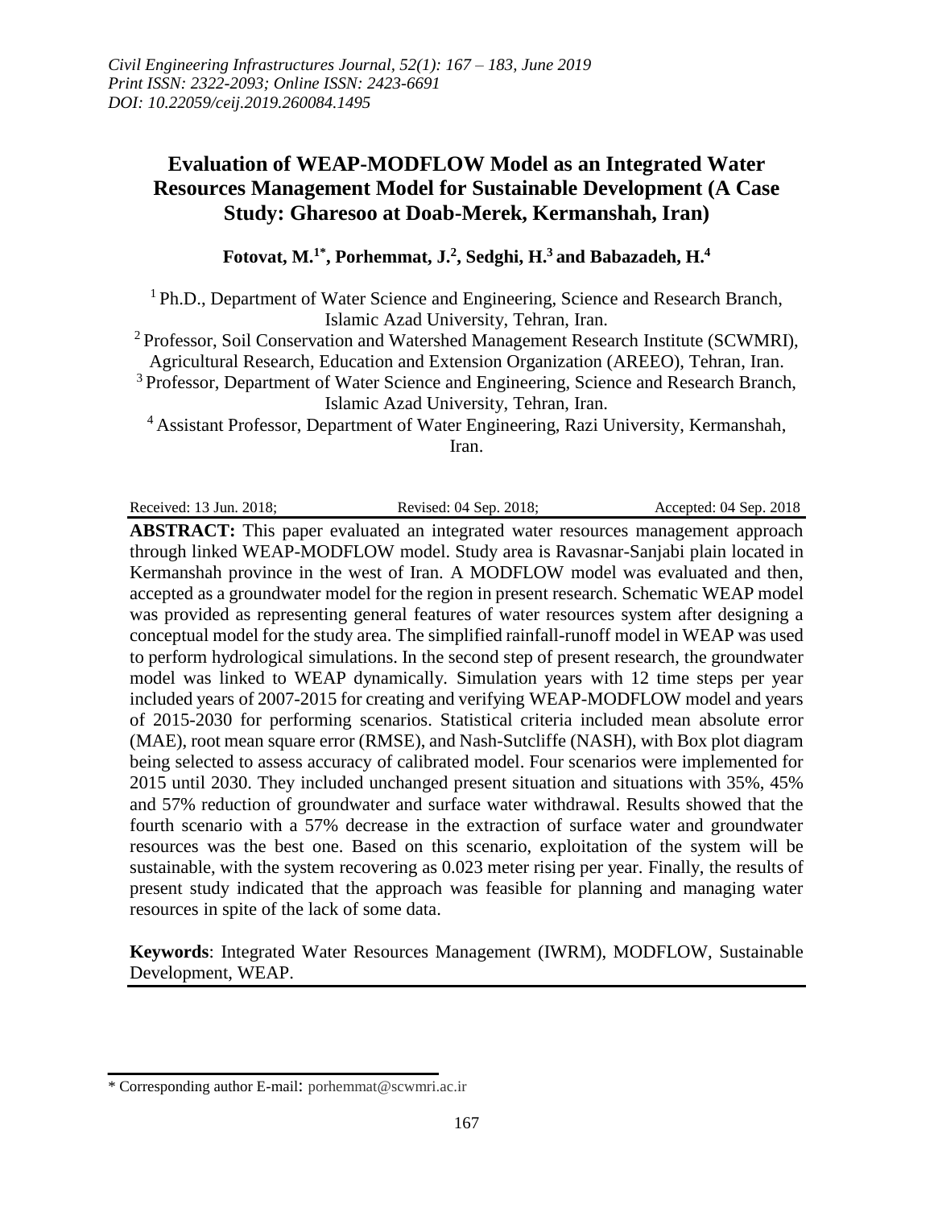# Evaluation of WEAP-MODFLOW Model as an Integrated Water Resources Management Model for Sustainable Development (A Case Study: Gharesoo at Doab-Merek, Kermanshah, Iran)

**Fotovat, M.[1*], Porhemmat, J.[2], Sedghi, H.[3] and Babazadeh, H.[4]**

[1] Ph.D., Department of Water Science and Engineering, Science and Research Branch, Islamic Azad University, Tehran, Iran.

[2] Professor, Soil Conservation and Watershed Management Research Institute (SCWMRI), Agricultural Research, Education and Extension Organization (AREEO), Tehran, Iran.

[3] Professor, Department of Water Science and Engineering, Science and Research Branch, Islamic Azad University, Tehran, Iran.

[4] Assistant Professor, Department of Water Engineering, Razi University, Kermanshah, Iran.

Received: 13 Jun. 2018; Revised: 04 Sep. 2018; Accepted: 04 Sep. 2018

**ABSTRACT:** This paper evaluated an integrated water resources management approach through linked WEAP-MODFLOW model. Study area is Ravasnar-Sanjabi plain located in Kermanshah province in the west of Iran. A MODFLOW model was evaluated and then, accepted as a groundwater model for the region in present research. Schematic WEAP model was provided as representing general features of water resources system after designing a conceptual model for the study area. The simplified rainfall-runoff model in WEAP was used to perform hydrological simulations. In the second step of present research, the groundwater model was linked to WEAP dynamically. Simulation years with 12 time steps per year included years of 2007-2015 for creating and verifying WEAP-MODFLOW model and years of 2015-2030 for performing scenarios. Statistical criteria included mean absolute error (MAE), root mean square error (RMSE), and Nash-Sutcliffe (NASH), with Box plot diagram being selected to assess accuracy of calibrated model. Four scenarios were implemented for 2015 until 2030. They included unchanged present situation and situations with 35%, 45% and 57% reduction of groundwater and surface water withdrawal. Results showed that the fourth scenario with a 57% decrease in the extraction of surface water and groundwater resources was the best one. Based on this scenario, exploitation of the system will be sustainable, with the system recovering as 0.023 meter rising per year. Finally, the results of present study indicated that the approach was feasible for planning and managing water resources in spite of the lack of some data.

**Keywords**: Integrated Water Resources Management (IWRM), MODFLOW, Sustainable Development, WEAP.

---

\* Corresponding author E-mail: porhemmat@scwmri.ac.ir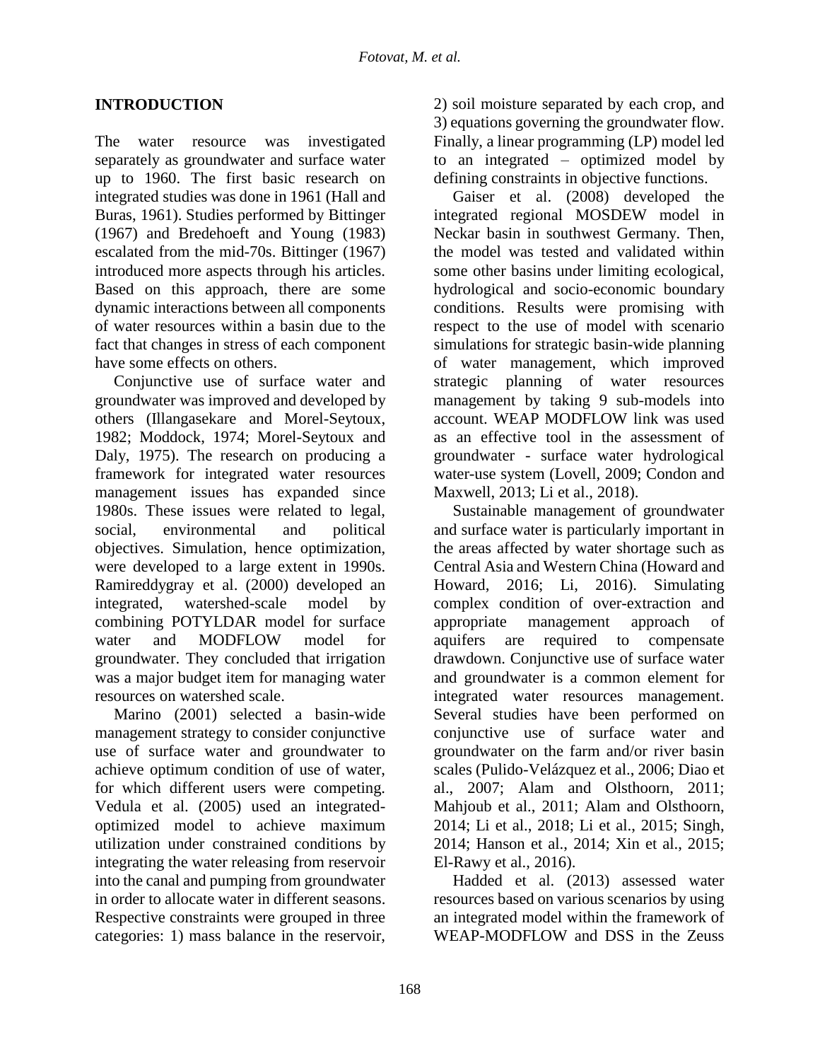## INTRODUCTION

The water resource was investigated separately as groundwater and surface water up to 1960. The first basic research on integrated studies was done in 1961 (Hall and Buras, 1961). Studies performed by Bittinger (1967) and Bredehoeft and Young (1983) escalated from the mid-70s. Bittinger (1967) introduced more aspects through his articles. Based on this approach, there are some dynamic interactions between all components of water resources within a basin due to the fact that changes in stress of each component have some effects on others.

Conjunctive use of surface water and groundwater was improved and developed by others (Illangasekare and Morel-Seytoux, 1982; Moddock, 1974; Morel-Seytoux and Daly, 1975). The research on producing a framework for integrated water resources management issues has expanded since 1980s. These issues were related to legal, social, environmental and political objectives. Simulation, hence optimization, were developed to a large extent in 1990s. Ramireddygray et al. (2000) developed an integrated, watershed-scale model by combining POTYLDAR model for surface water and MODFLOW model for groundwater. They concluded that irrigation was a major budget item for managing water resources on watershed scale.

Marino (2001) selected a basin-wide management strategy to consider conjunctive use of surface water and groundwater to achieve optimum condition of use of water, for which different users were competing. Vedula et al. (2005) used an integrated-optimized model to achieve maximum utilization under constrained conditions by integrating the water releasing from reservoir into the canal and pumping from groundwater in order to allocate water in different seasons. Respective constraints were grouped in three categories: 1) mass balance in the reservoir, 2) soil moisture separated by each crop, and 3) equations governing the groundwater flow. Finally, a linear programming (LP) model led to an integrated – optimized model by defining constraints in objective functions.

Gaiser et al. (2008) developed the integrated regional MOSDEW model in Neckar basin in southwest Germany. Then, the model was tested and validated within some other basins under limiting ecological, hydrological and socio-economic boundary conditions. Results were promising with respect to the use of model with scenario simulations for strategic basin-wide planning of water management, which improved strategic planning of water resources management by taking 9 sub-models into account. WEAP MODFLOW link was used as an effective tool in the assessment of groundwater - surface water hydrological water-use system (Lovell, 2009; Condon and Maxwell, 2013; Li et al., 2018).

Sustainable management of groundwater and surface water is particularly important in the areas affected by water shortage such as Central Asia and Western China (Howard and Howard, 2016; Li, 2016). Simulating complex condition of over-extraction and appropriate management approach of aquifers are required to compensate drawdown. Conjunctive use of surface water and groundwater is a common element for integrated water resources management. Several studies have been performed on conjunctive use of surface water and groundwater on the farm and/or river basin scales (Pulido-Velázquez et al., 2006; Diao et al., 2007; Alam and Olsthoorn, 2011; Mahjoub et al., 2011; Alam and Olsthoorn, 2014; Li et al., 2018; Li et al., 2015; Singh, 2014; Hanson et al., 2014; Xin et al., 2015; El-Rawy et al., 2016).

Hadded et al. (2013) assessed water resources based on various scenarios by using an integrated model within the framework of WEAP-MODFLOW and DSS in the Zeuss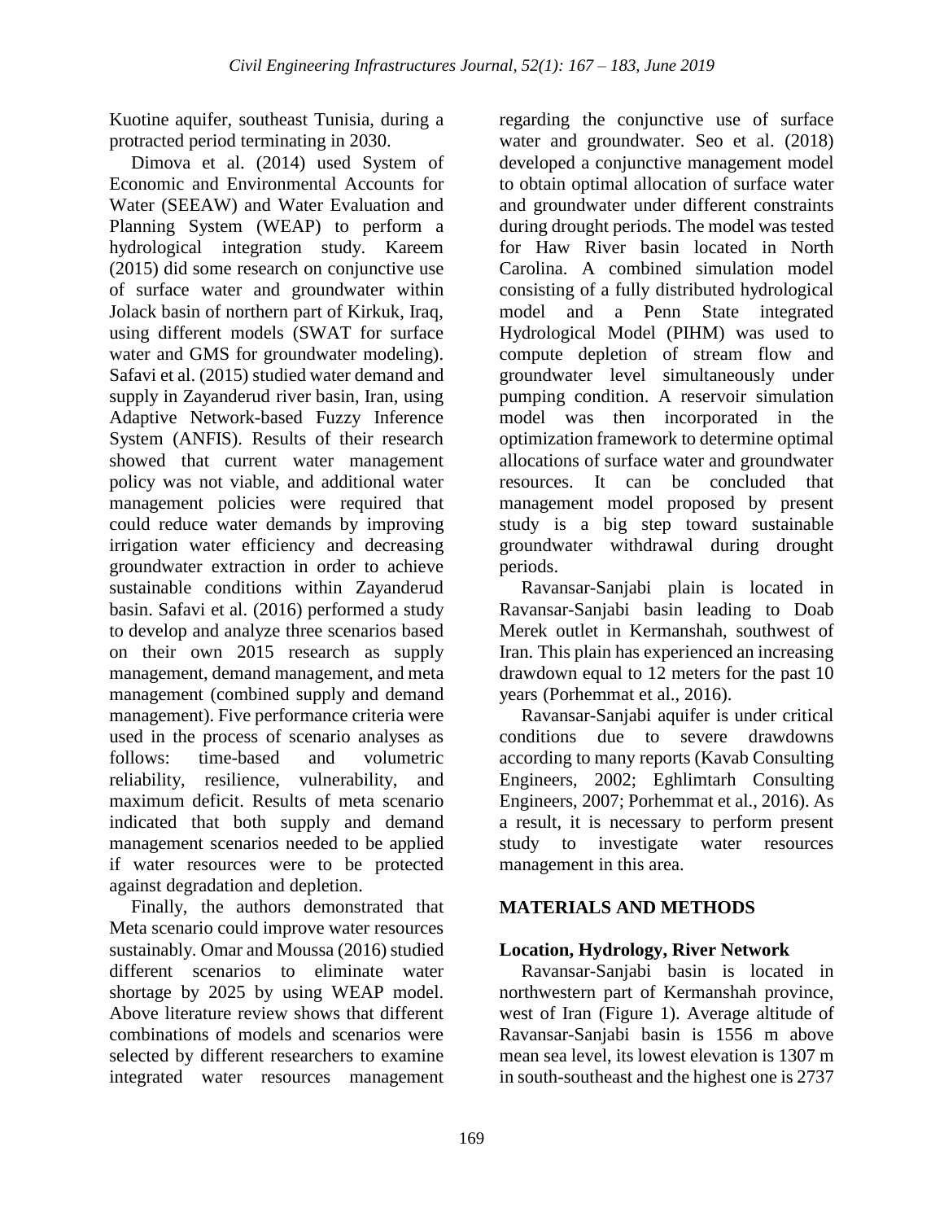Kuotine aquifer, southeast Tunisia, during a protracted period terminating in 2030.

Dimova et al. (2014) used System of Economic and Environmental Accounts for Water (SEEAW) and Water Evaluation and Planning System (WEAP) to perform a hydrological integration study. Kareem (2015) did some research on conjunctive use of surface water and groundwater within Jolack basin of northern part of Kirkuk, Iraq, using different models (SWAT for surface water and GMS for groundwater modeling). Safavi et al. (2015) studied water demand and supply in Zayanderud river basin, Iran, using Adaptive Network-based Fuzzy Inference System (ANFIS). Results of their research showed that current water management policy was not viable, and additional water management policies were required that could reduce water demands by improving irrigation water efficiency and decreasing groundwater extraction in order to achieve sustainable conditions within Zayanderud basin. Safavi et al. (2016) performed a study to develop and analyze three scenarios based on their own 2015 research as supply management, demand management, and meta management (combined supply and demand management). Five performance criteria were used in the process of scenario analyses as follows: time-based and volumetric reliability, resilience, vulnerability, and maximum deficit. Results of meta scenario indicated that both supply and demand management scenarios needed to be applied if water resources were to be protected against degradation and depletion.

Finally, the authors demonstrated that Meta scenario could improve water resources sustainably. Omar and Moussa (2016) studied different scenarios to eliminate water shortage by 2025 by using WEAP model. Above literature review shows that different combinations of models and scenarios were selected by different researchers to examine integrated water resources management regarding the conjunctive use of surface water and groundwater. Seo et al. (2018) developed a conjunctive management model to obtain optimal allocation of surface water and groundwater under different constraints during drought periods. The model was tested for Haw River basin located in North Carolina. A combined simulation model consisting of a fully distributed hydrological model and a Penn State integrated Hydrological Model (PIHM) was used to compute depletion of stream flow and groundwater level simultaneously under pumping condition. A reservoir simulation model was then incorporated in the optimization framework to determine optimal allocations of surface water and groundwater resources. It can be concluded that management model proposed by present study is a big step toward sustainable groundwater withdrawal during drought periods.

Ravansar-Sanjabi plain is located in Ravansar-Sanjabi basin leading to Doab Merek outlet in Kermanshah, southwest of Iran. This plain has experienced an increasing drawdown equal to 12 meters for the past 10 years (Porhemmat et al., 2016).

Ravansar-Sanjabi aquifer is under critical conditions due to severe drawdowns according to many reports (Kavab Consulting Engineers, 2002; Eghlimtarh Consulting Engineers, 2007; Porhemmat et al., 2016). As a result, it is necessary to perform present study to investigate water resources management in this area.

## MATERIALS AND METHODS

### Location, Hydrology, River Network

Ravansar-Sanjabi basin is located in northwestern part of Kermanshah province, west of Iran (Figure 1). Average altitude of Ravansar-Sanjabi basin is 1556 m above mean sea level, its lowest elevation is 1307 m in south-southeast and the highest one is 2737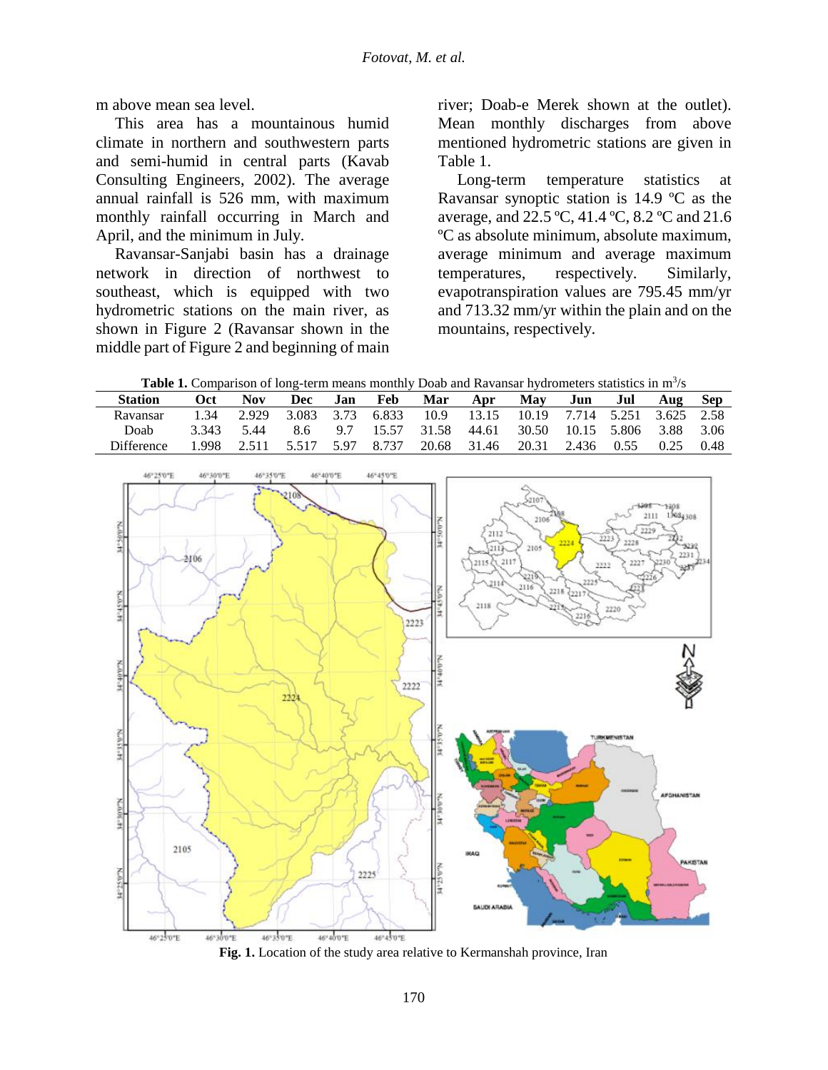m above mean sea level.

This area has a mountainous humid climate in northern and southwestern parts and semi-humid in central parts (Kavab Consulting Engineers, 2002). The average annual rainfall is 526 mm, with maximum monthly rainfall occurring in March and April, and the minimum in July.

Ravansar-Sanjabi basin has a drainage network in direction of northwest to southeast, which is equipped with two hydrometric stations on the main river, as shown in Figure 2 (Ravansar shown in the middle part of Figure 2 and beginning of main river; Doab-e Merek shown at the outlet). Mean monthly discharges from above mentioned hydrometric stations are given in Table 1.

Long-term temperature statistics at Ravansar synoptic station is 14.9 ºC as the average, and 22.5 ºC, 41.4 ºC, 8.2 ºC and 21.6 ºC as absolute minimum, absolute maximum, average minimum and average maximum temperatures, respectively. Similarly, evapotranspiration values are 795.45 mm/yr and 713.32 mm/yr within the plain and on the mountains, respectively.

**Table 1.** Comparison of long-term means monthly Doab and Ravansar hydrometers statistics in $m^3/s$

| Station | Oct | Nov | Dec | Jan | Feb | Mar | Apr | May | Jun | Jul | Aug | Sep |
|---|---|---|---|---|---|---|---|---|---|---|---|---|
| Ravansar | 1.34 | 2.929 | 3.083 | 3.73 | 6.833 | 10.9 | 13.15 | 10.19 | 7.714 | 5.251 | 3.625 | 2.58 |
| Doab | 3.343 | 5.44 | 8.6 | 9.7 | 15.57 | 31.58 | 44.61 | 30.50 | 10.15 | 5.806 | 3.88 | 3.06 |
| Difference | 1.998 | 2.511 | 5.517 | 5.97 | 8.737 | 20.68 | 31.46 | 20.31 | 2.436 | 0.55 | 0.25 | 0.48 |

**Fig. 1.** Location of the study area relative to Kermanshah province, Iran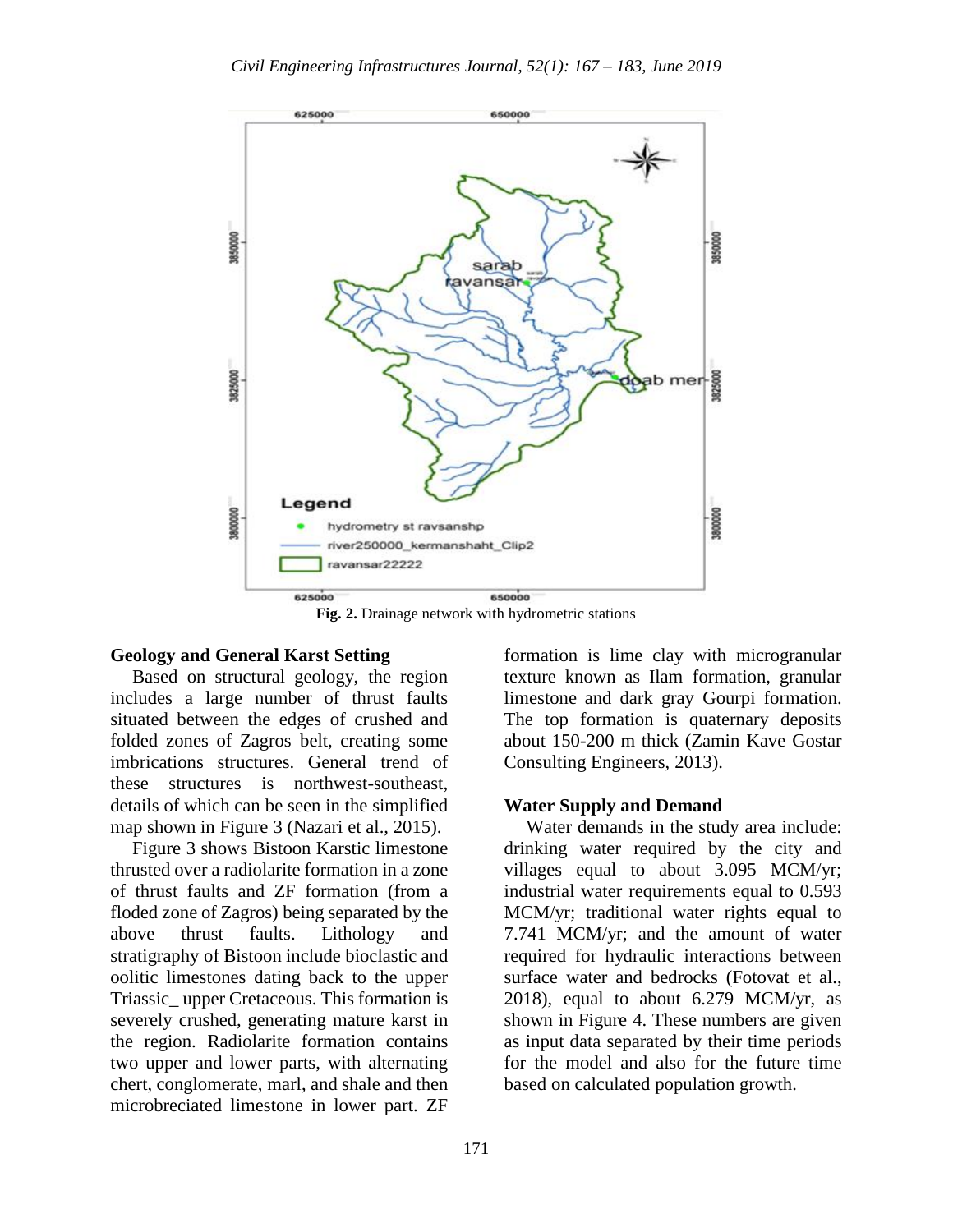Fig. 2. Drainage network with hydrometric stations

### Geology and General Karst Setting

Based on structural geology, the region includes a large number of thrust faults situated between the edges of crushed and folded zones of Zagros belt, creating some imbrications structures. General trend of these structures is northwest-southeast, details of which can be seen in the simplified map shown in Figure 3 (Nazari et al., 2015).

Figure 3 shows Bistoon Karstic limestone thrusted over a radiolarite formation in a zone of thrust faults and ZF formation (from a floded zone of Zagros) being separated by the above thrust faults. Lithology and stratigraphy of Bistoon include bioclastic and oolitic limestones dating back to the upper Triassic_ upper Cretaceous. This formation is severely crushed, generating mature karst in the region. Radiolarite formation contains two upper and lower parts, with alternating chert, conglomerate, marl, and shale and then microbreciated limestone in lower part. ZF formation is lime clay with microgranular texture known as Ilam formation, granular limestone and dark gray Gourpi formation. The top formation is quaternary deposits about 150-200 m thick (Zamin Kave Gostar Consulting Engineers, 2013).

### Water Supply and Demand

Water demands in the study area include: drinking water required by the city and villages equal to about 3.095 MCM/yr; industrial water requirements equal to 0.593 MCM/yr; traditional water rights equal to 7.741 MCM/yr; and the amount of water required for hydraulic interactions between surface water and bedrocks (Fotovat et al., 2018), equal to about 6.279 MCM/yr, as shown in Figure 4. These numbers are given as input data separated by their time periods for the model and also for the future time based on calculated population growth.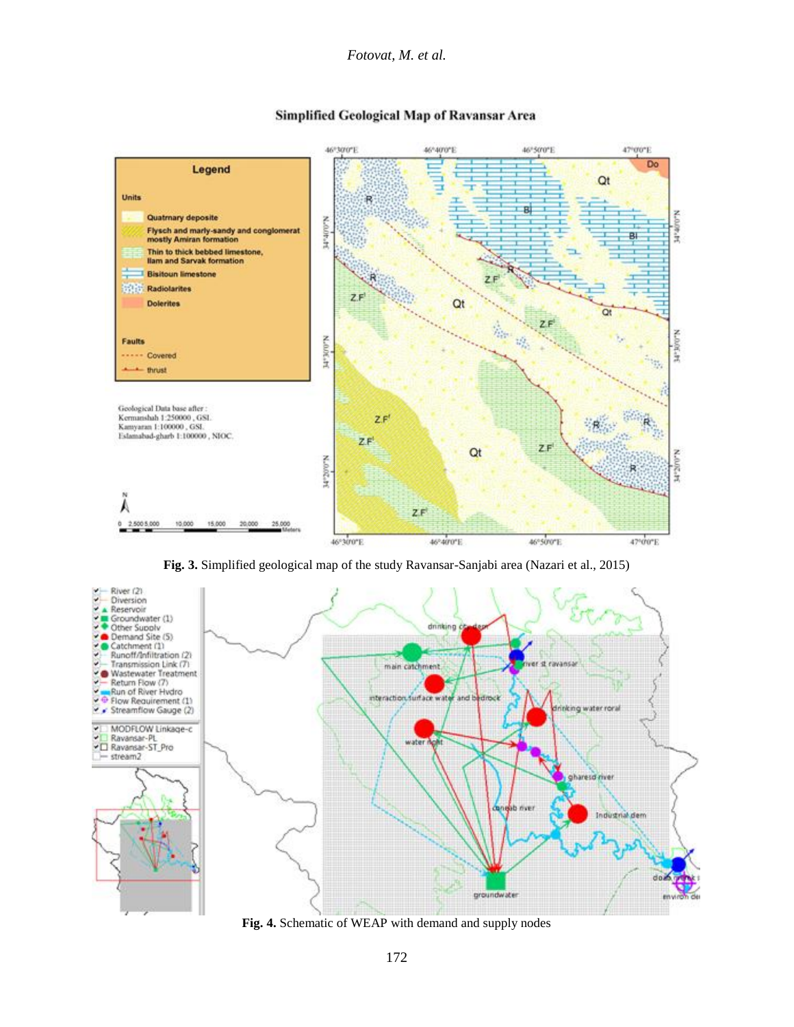Fig. 3. Simplified geological map of the study Ravansar-Sanjabi area (Nazari et al., 2015)

Fig. 4. Schematic of WEAP with demand and supply nodes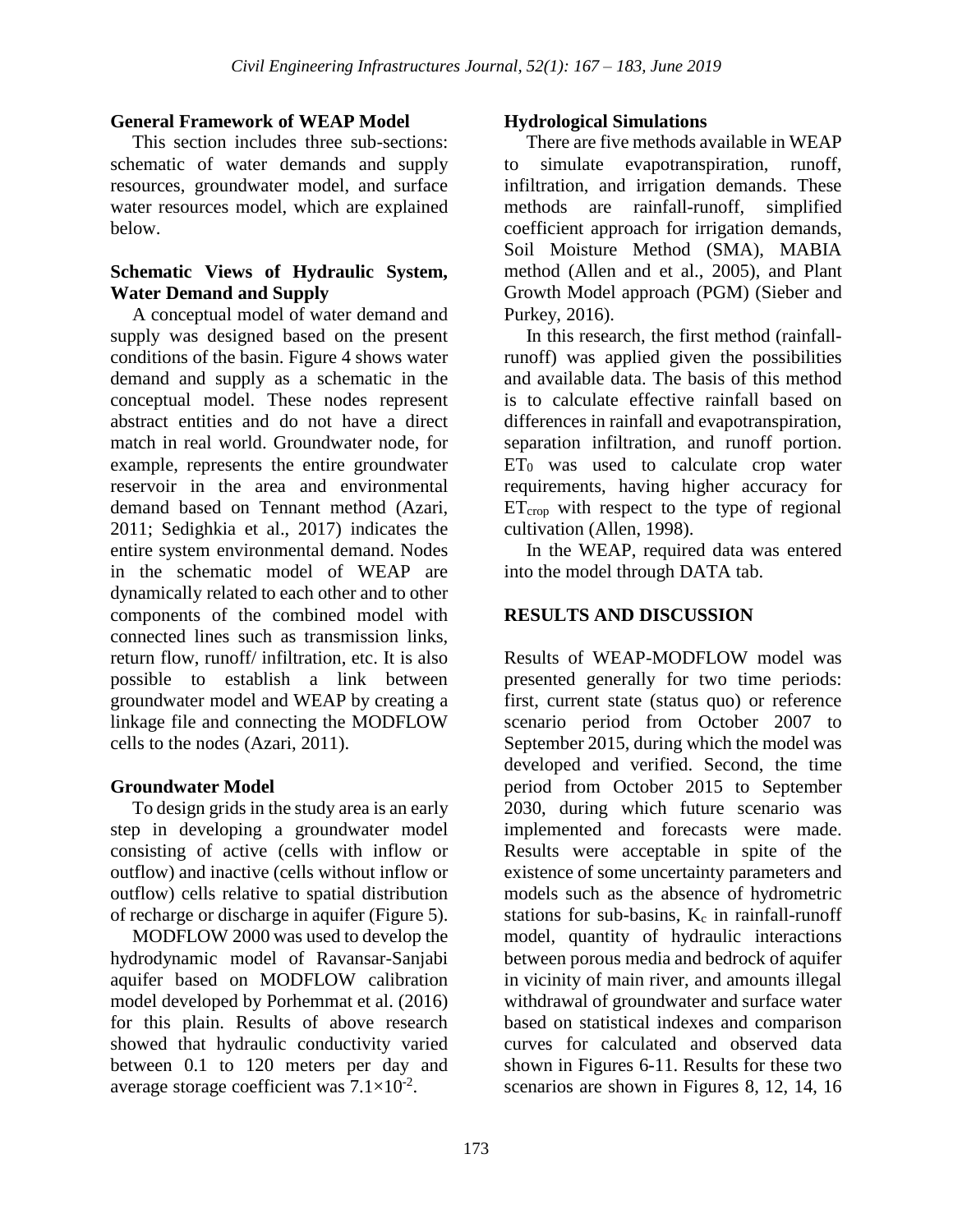## General Framework of WEAP Model

This section includes three sub-sections: schematic of water demands and supply resources, groundwater model, and surface water resources model, which are explained below.

### Schematic Views of Hydraulic System, Water Demand and Supply

A conceptual model of water demand and supply was designed based on the present conditions of the basin. Figure 4 shows water demand and supply as a schematic in the conceptual model. These nodes represent abstract entities and do not have a direct match in real world. Groundwater node, for example, represents the entire groundwater reservoir in the area and environmental demand based on Tennant method (Azari, 2011; Sedighkia et al., 2017) indicates the entire system environmental demand. Nodes in the schematic model of WEAP are dynamically related to each other and to other components of the combined model with connected lines such as transmission links, return flow, runoff/ infiltration, etc. It is also possible to establish a link between groundwater model and WEAP by creating a linkage file and connecting the MODFLOW cells to the nodes (Azari, 2011).

### Groundwater Model

To design grids in the study area is an early step in developing a groundwater model consisting of active (cells with inflow or outflow) and inactive (cells without inflow or outflow) cells relative to spatial distribution of recharge or discharge in aquifer (Figure 5).

MODFLOW 2000 was used to develop the hydrodynamic model of Ravansar-Sanjabi aquifer based on MODFLOW calibration model developed by Porhemmat et al. (2016) for this plain. Results of above research showed that hydraulic conductivity varied between 0.1 to 120 meters per day and average storage coefficient was $7.1\times10^{-2}$.

### Hydrological Simulations

There are five methods available in WEAP to simulate evapotranspiration, runoff, infiltration, and irrigation demands. These methods are rainfall-runoff, simplified coefficient approach for irrigation demands, Soil Moisture Method (SMA), MABIA method (Allen and et al., 2005), and Plant Growth Model approach (PGM) (Sieber and Purkey, 2016).

In this research, the first method (rainfall-runoff) was applied given the possibilities and available data. The basis of this method is to calculate effective rainfall based on differences in rainfall and evapotranspiration, separation infiltration, and runoff portion. $ET_0$ was used to calculate crop water requirements, having higher accuracy for $ET_{crop}$ with respect to the type of regional cultivation (Allen, 1998).

In the WEAP, required data was entered into the model through DATA tab.

## RESULTS AND DISCUSSION

Results of WEAP-MODFLOW model was presented generally for two time periods: first, current state (status quo) or reference scenario period from October 2007 to September 2015, during which the model was developed and verified. Second, the time period from October 2015 to September 2030, during which future scenario was implemented and forecasts were made. Results were acceptable in spite of the existence of some uncertainty parameters and models such as the absence of hydrometric stations for sub-basins, $K_c$ in rainfall-runoff model, quantity of hydraulic interactions between porous media and bedrock of aquifer in vicinity of main river, and amounts illegal withdrawal of groundwater and surface water based on statistical indexes and comparison curves for calculated and observed data shown in Figures 6-11. Results for these two scenarios are shown in Figures 8, 12, 14, 16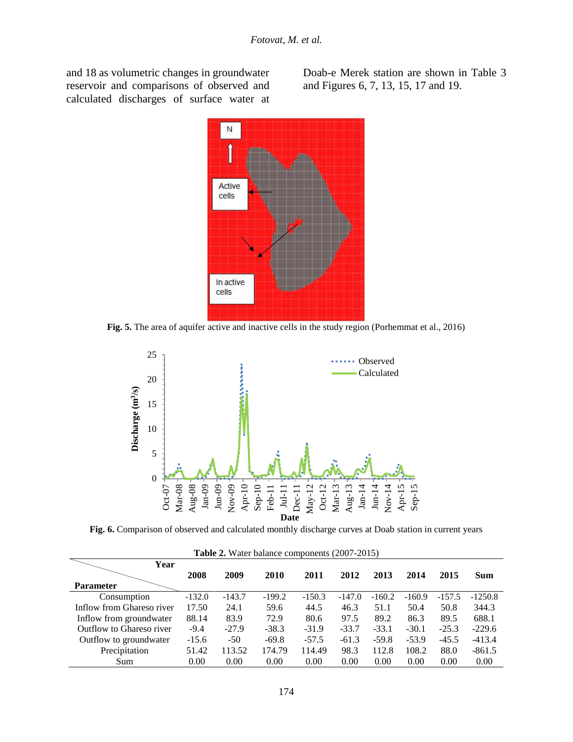and 18 as volumetric changes in groundwater reservoir and comparisons of observed and calculated discharges of surface water at Doab-e Merek station are shown in Table 3 and Figures 6, 7, 13, 15, 17 and 19.

**Fig. 5.** The area of aquifer active and inactive cells in the study region (Porhemmat et al., 2016)

**Fig. 6.** Comparison of observed and calculated monthly discharge curves at Doab station in current years

**Table 2.** Water balance components (2007-2015)

| Parameter \ Year | 2008 | 2009 | 2010 | 2011 | 2012 | 2013 | 2014 | 2015 | Sum |
|---|---|---|---|---|---|---|---|---|---|
| Consumption | -132.0 | -143.7 | -199.2 | -150.3 | -147.0 | -160.2 | -160.9 | -157.5 | -1250.8 |
| Inflow from Ghareso river | 17.50 | 24.1 | 59.6 | 44.5 | 46.3 | 51.1 | 50.4 | 50.8 | 344.3 |
| Inflow from groundwater | 88.14 | 83.9 | 72.9 | 80.6 | 97.5 | 89.2 | 86.3 | 89.5 | 688.1 |
| Outflow to Ghareso river | -9.4 | -27.9 | -38.3 | -31.9 | -33.7 | -33.1 | -30.1 | -25.3 | -229.6 |
| Outflow to groundwater | -15.6 | -50 | -69.8 | -57.5 | -61.3 | -59.8 | -53.9 | -45.5 | -413.4 |
| Precipitation | 51.42 | 113.52 | 174.79 | 114.49 | 98.3 | 112.8 | 108.2 | 88.0 | -861.5 |
| Sum | 0.00 | 0.00 | 0.00 | 0.00 | 0.00 | 0.00 | 0.00 | 0.00 | 0.00 |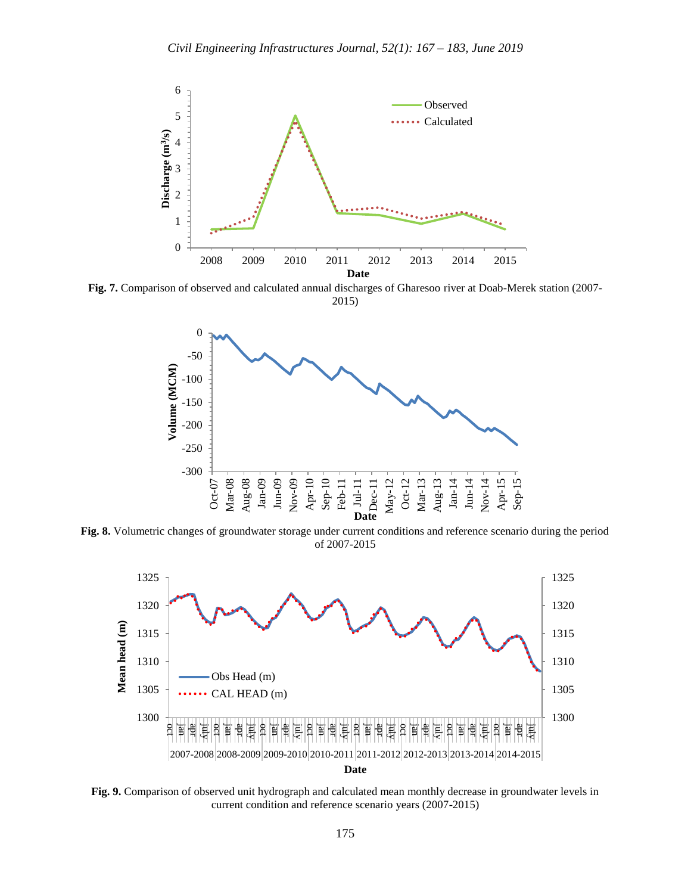**Fig. 7.** Comparison of observed and calculated annual discharges of Gharesoo river at Doab-Merek station (2007-2015)

**Fig. 8.** Volumetric changes of groundwater storage under current conditions and reference scenario during the period of 2007-2015

**Fig. 9.** Comparison of observed unit hydrograph and calculated mean monthly decrease in groundwater levels in current condition and reference scenario years (2007-2015)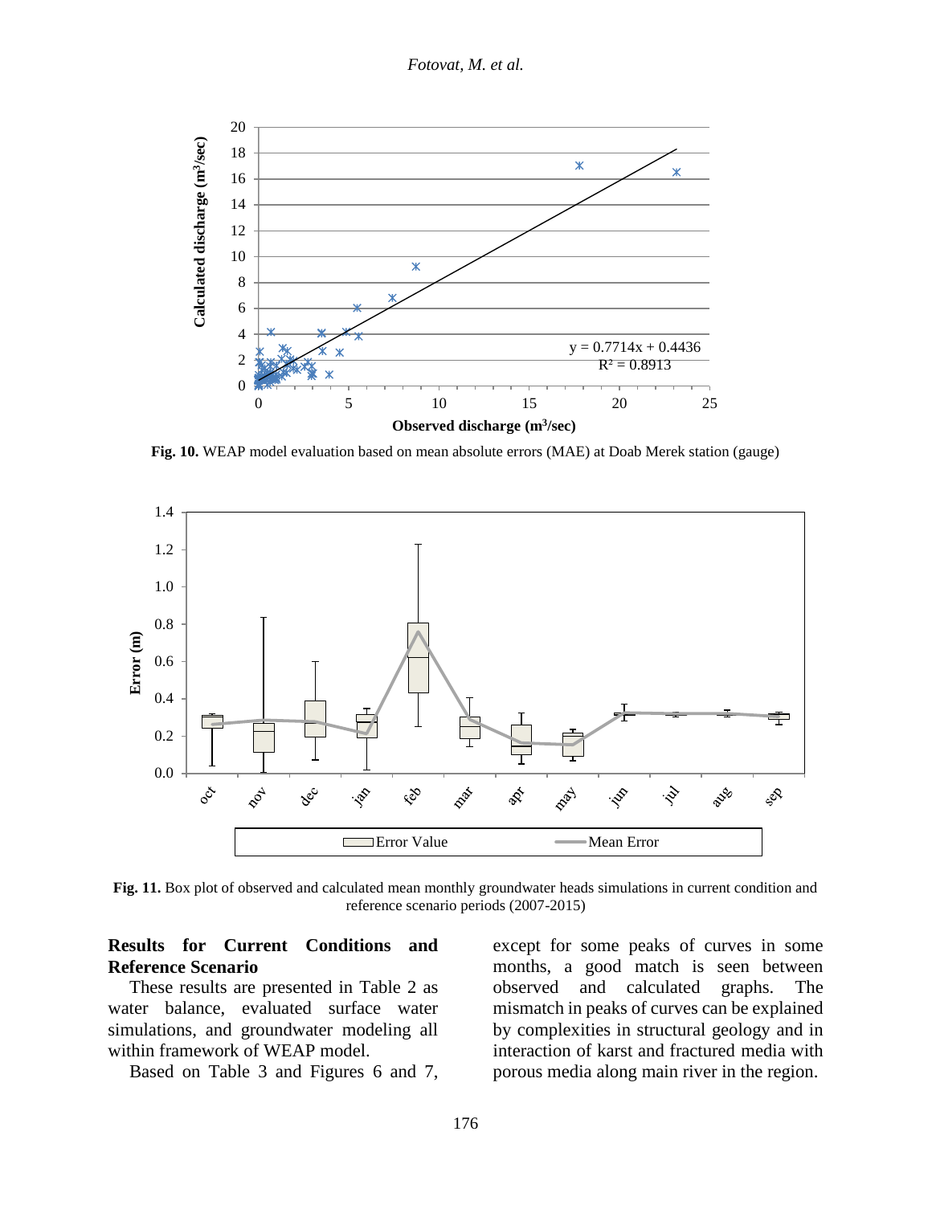**Fig. 10.** WEAP model evaluation based on mean absolute errors (MAE) at Doab Merek station (gauge)

**Fig. 11.** Box plot of observed and calculated mean monthly groundwater heads simulations in current condition and reference scenario periods (2007-2015)

## Results for Current Conditions and Reference Scenario

These results are presented in Table 2 as water balance, evaluated surface water simulations, and groundwater modeling all within framework of WEAP model.

Based on Table 3 and Figures 6 and 7, except for some peaks of curves in some months, a good match is seen between observed and calculated graphs. The mismatch in peaks of curves can be explained by complexities in structural geology and in interaction of karst and fractured media with porous media along main river in the region.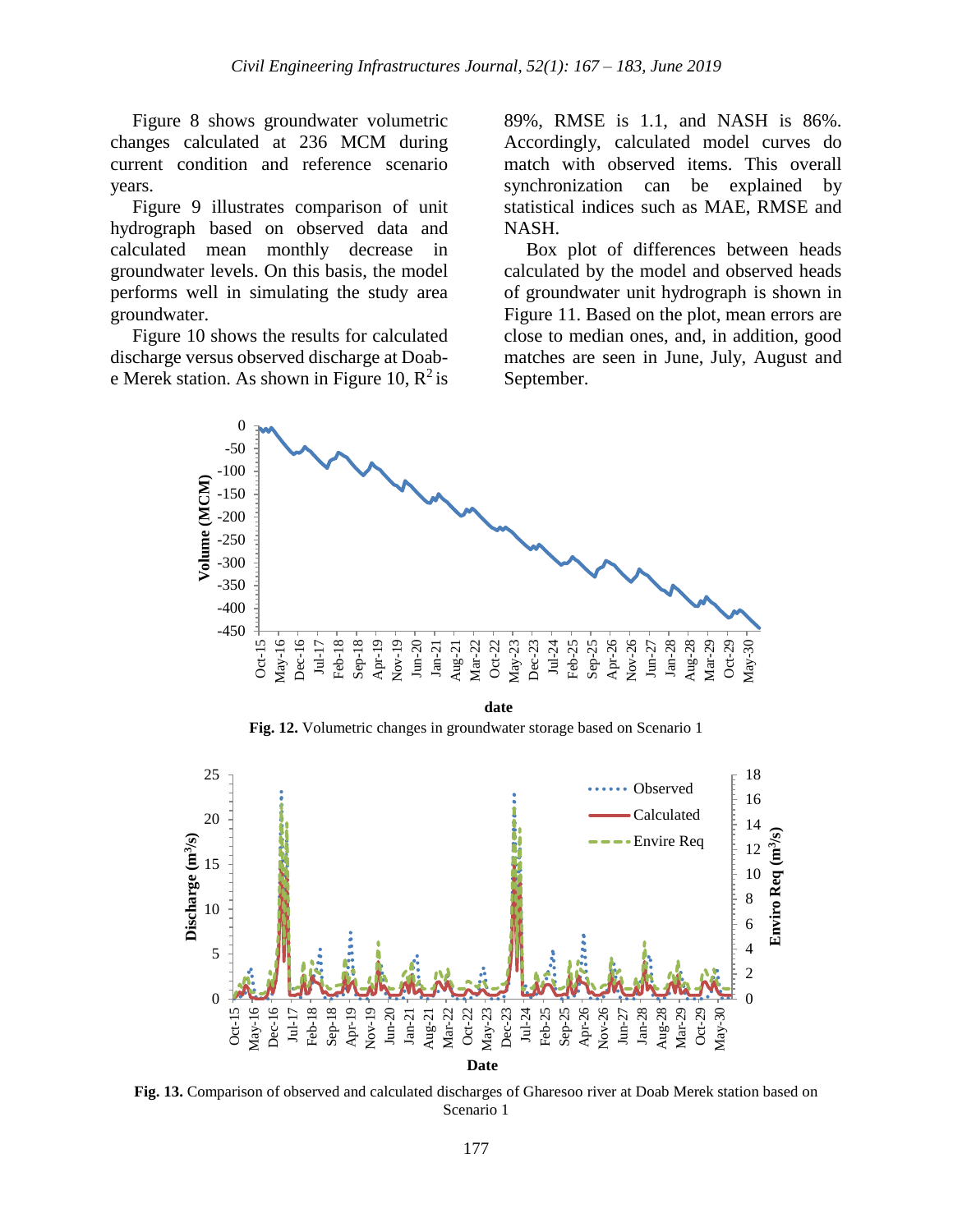Figure 8 shows groundwater volumetric changes calculated at 236 MCM during current condition and reference scenario years.

Figure 9 illustrates comparison of unit hydrograph based on observed data and calculated mean monthly decrease in groundwater levels. On this basis, the model performs well in simulating the study area groundwater.

Figure 10 shows the results for calculated discharge versus observed discharge at Doab-e Merek station. As shown in Figure 10, $R^2$ is 89%, RMSE is 1.1, and NASH is 86%. Accordingly, calculated model curves do match with observed items. This overall synchronization can be explained by statistical indices such as MAE, RMSE and NASH.

Box plot of differences between heads calculated by the model and observed heads of groundwater unit hydrograph is shown in Figure 11. Based on the plot, mean errors are close to median ones, and, in addition, good matches are seen in June, July, August and September.

**Fig. 12.** Volumetric changes in groundwater storage based on Scenario 1

**Fig. 13.** Comparison of observed and calculated discharges of Gharesoo river at Doab Merek station based on Scenario 1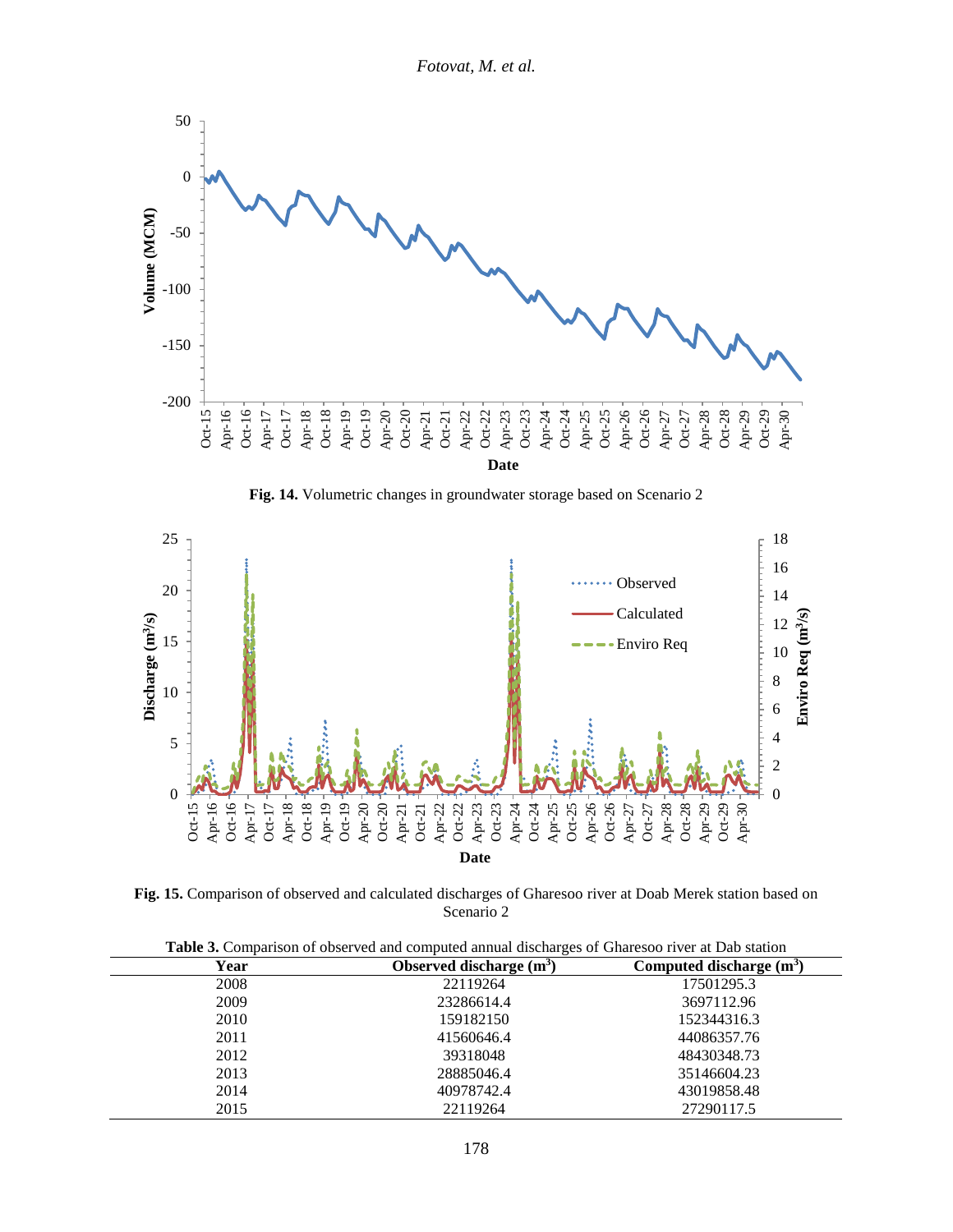**Fig. 14.** Volumetric changes in groundwater storage based on Scenario 2

**Fig. 15.** Comparison of observed and calculated discharges of Gharesoo river at Doab Merek station based on Scenario 2

**Table 3.** Comparison of observed and computed annual discharges of Gharesoo river at Dab station

| Year | Observed discharge ($m^3$) | Computed discharge ($m^3$) |
|---|---|---|
| 2008 | 22119264 | 17501295.3 |
| 2009 | 23286614.4 | 3697112.96 |
| 2010 | 159182150 | 152344316.3 |
| 2011 | 41560646.4 | 44086357.76 |
| 2012 | 39318048 | 48430348.73 |
| 2013 | 28885046.4 | 35146604.23 |
| 2014 | 40978742.4 | 43019858.48 |
| 2015 | 22119264 | 27290117.5 |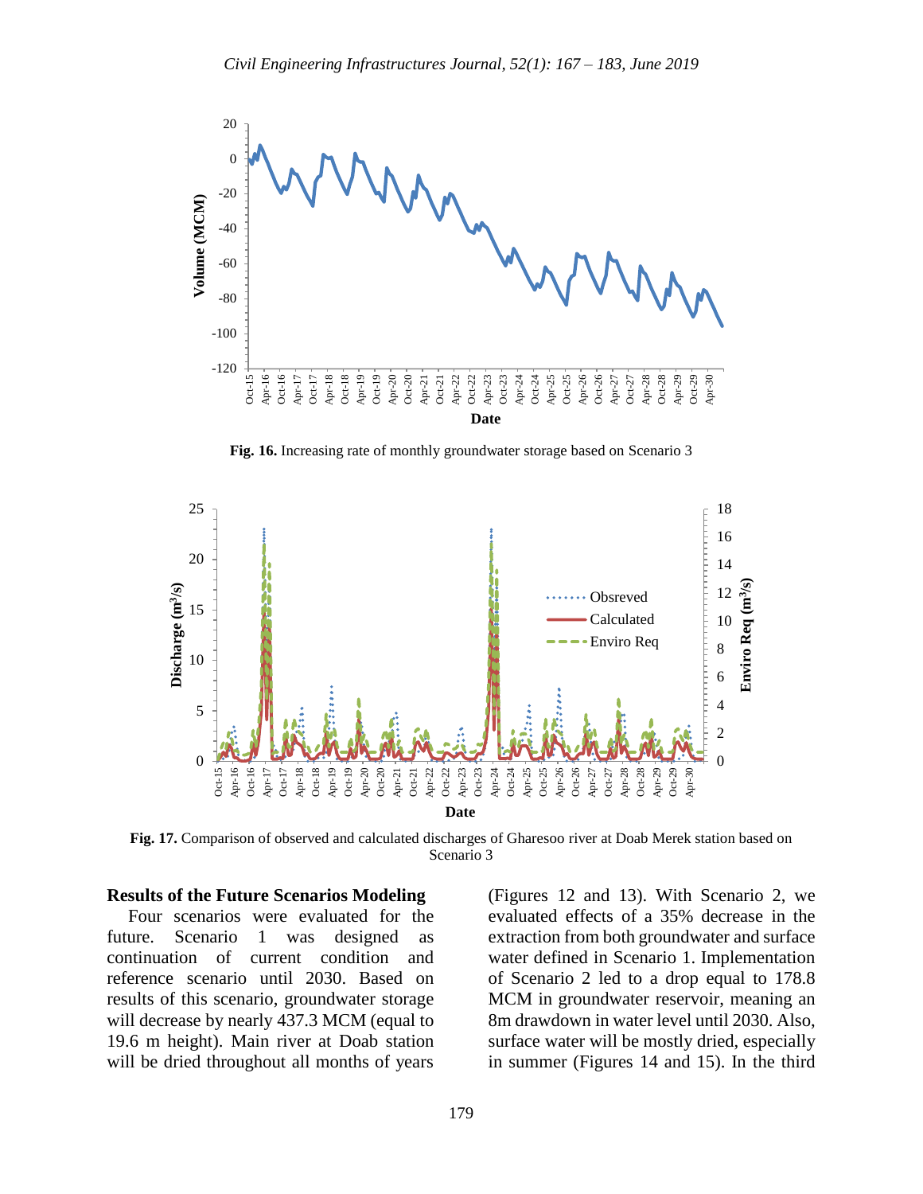Fig. 16. Increasing rate of monthly groundwater storage based on Scenario 3

Fig. 17. Comparison of observed and calculated discharges of Gharesoo river at Doab Merek station based on Scenario 3

### Results of the Future Scenarios Modeling

Four scenarios were evaluated for the future. Scenario 1 was designed as continuation of current condition and reference scenario until 2030. Based on results of this scenario, groundwater storage will decrease by nearly 437.3 MCM (equal to 19.6 m height). Main river at Doab station will be dried throughout all months of years (Figures 12 and 13). With Scenario 2, we evaluated effects of a 35% decrease in the extraction from both groundwater and surface water defined in Scenario 1. Implementation of Scenario 2 led to a drop equal to 178.8 MCM in groundwater reservoir, meaning an 8m drawdown in water level until 2030. Also, surface water will be mostly dried, especially in summer (Figures 14 and 15). In the third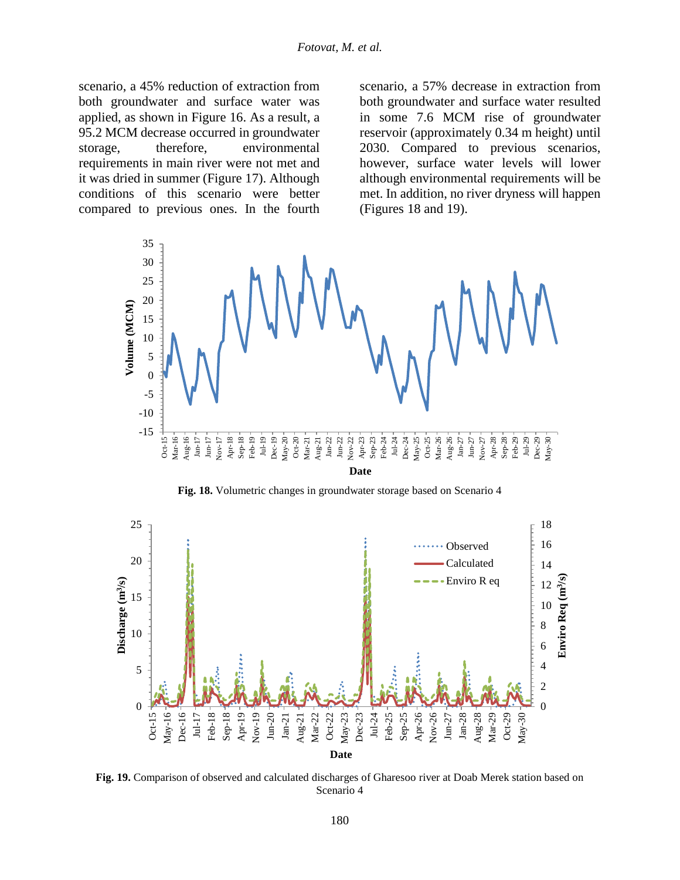scenario, a 45% reduction of extraction from both groundwater and surface water was applied, as shown in Figure 16. As a result, a 95.2 MCM decrease occurred in groundwater storage, therefore, environmental requirements in main river were not met and it was dried in summer (Figure 17). Although conditions of this scenario were better compared to previous ones. In the fourth scenario, a 57% decrease in extraction from both groundwater and surface water resulted in some 7.6 MCM rise of groundwater reservoir (approximately 0.34 m height) until 2030. Compared to previous scenarios, however, surface water levels will lower although environmental requirements will be met. In addition, no river dryness will happen (Figures 18 and 19).

**Fig. 18.** Volumetric changes in groundwater storage based on Scenario 4

**Fig. 19.** Comparison of observed and calculated discharges of Gharesoo river at Doab Merek station based on Scenario 4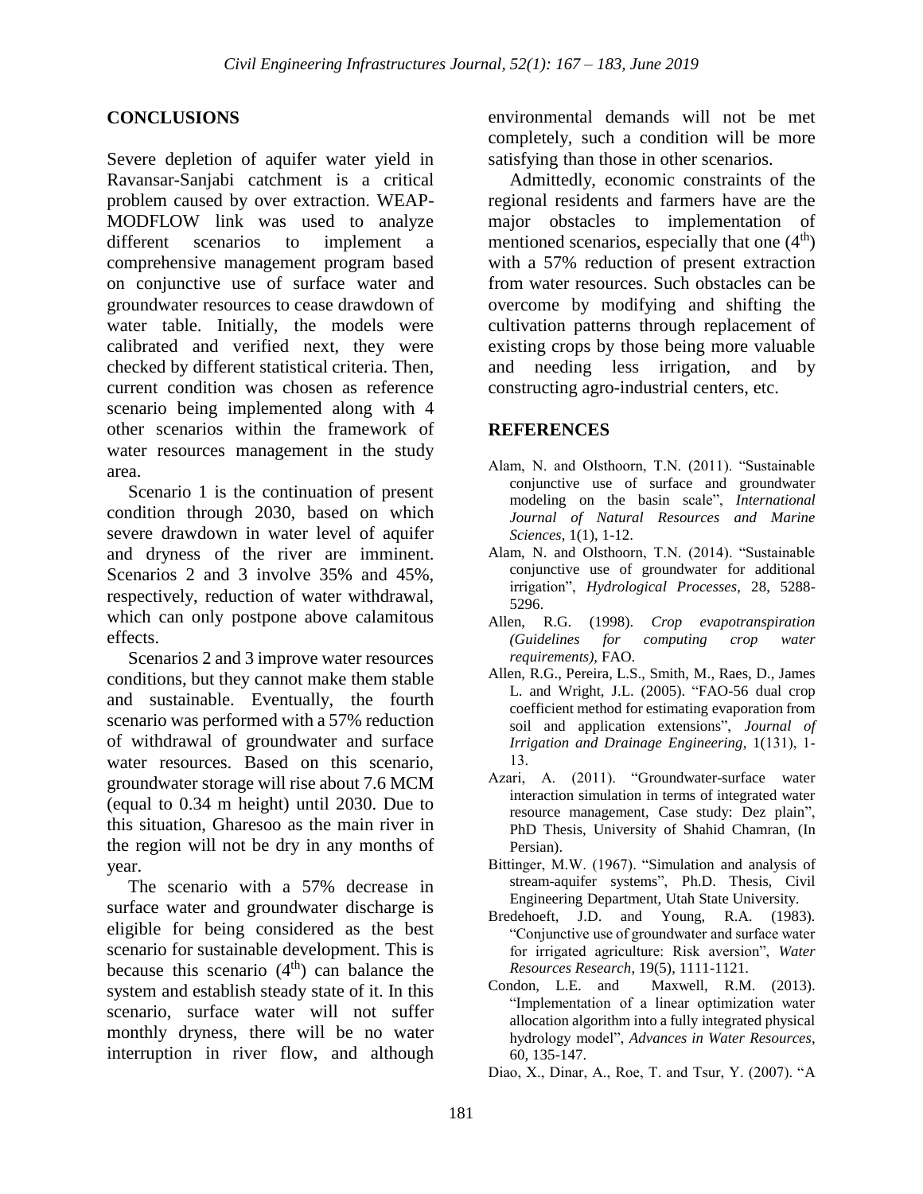## CONCLUSIONS

Severe depletion of aquifer water yield in Ravansar-Sanjabi catchment is a critical problem caused by over extraction. WEAP-MODFLOW link was used to analyze different scenarios to implement a comprehensive management program based on conjunctive use of surface water and groundwater resources to cease drawdown of water table. Initially, the models were calibrated and verified next, they were checked by different statistical criteria. Then, current condition was chosen as reference scenario being implemented along with 4 other scenarios within the framework of water resources management in the study area.

Scenario 1 is the continuation of present condition through 2030, based on which severe drawdown in water level of aquifer and dryness of the river are imminent. Scenarios 2 and 3 involve 35% and 45%, respectively, reduction of water withdrawal, which can only postpone above calamitous effects.

Scenarios 2 and 3 improve water resources conditions, but they cannot make them stable and sustainable. Eventually, the fourth scenario was performed with a 57% reduction of withdrawal of groundwater and surface water resources. Based on this scenario, groundwater storage will rise about 7.6 MCM (equal to 0.34 m height) until 2030. Due to this situation, Gharesoo as the main river in the region will not be dry in any months of year.

The scenario with a 57% decrease in surface water and groundwater discharge is eligible for being considered as the best scenario for sustainable development. This is because this scenario ($4^{th}$) can balance the system and establish steady state of it. In this scenario, surface water will not suffer monthly dryness, there will be no water interruption in river flow, and although environmental demands will not be met completely, such a condition will be more satisfying than those in other scenarios.

Admittedly, economic constraints of the regional residents and farmers have are the major obstacles to implementation of mentioned scenarios, especially that one ($4^{th}$) with a 57% reduction of present extraction from water resources. Such obstacles can be overcome by modifying and shifting the cultivation patterns through replacement of existing crops by those being more valuable and needing less irrigation, and by constructing agro-industrial centers, etc.

## REFERENCES

Alam, N. and Olsthoorn, T.N. (2011). "Sustainable conjunctive use of surface and groundwater modeling on the basin scale", *International Journal of Natural Resources and Marine Sciences*, 1(1), 1-12.

Alam, N. and Olsthoorn, T.N. (2014). "Sustainable conjunctive use of groundwater for additional irrigation", *Hydrological Processes*, 28, 5288-5296.

Allen, R.G. (1998). *Crop evapotranspiration (Guidelines for computing crop water requirements)*, FAO.

Allen, R.G., Pereira, L.S., Smith, M., Raes, D., James L. and Wright, J.L. (2005). "FAO-56 dual crop coefficient method for estimating evaporation from soil and application extensions", *Journal of Irrigation and Drainage Engineering*, 1(131), 1-13.

Azari, A. (2011). "Groundwater-surface water interaction simulation in terms of integrated water resource management, Case study: Dez plain", PhD Thesis, University of Shahid Chamran, (In Persian).

Bittinger, M.W. (1967). "Simulation and analysis of stream-aquifer systems", Ph.D. Thesis, Civil Engineering Department, Utah State University.

Bredehoeft, J.D. and Young, R.A. (1983). "Conjunctive use of groundwater and surface water for irrigated agriculture: Risk aversion", *Water Resources Research*, 19(5), 1111-1121.

Condon, L.E. and Maxwell, R.M. (2013). "Implementation of a linear optimization water allocation algorithm into a fully integrated physical hydrology model", *Advances in Water Resources*, 60, 135-147.

Diao, X., Dinar, A., Roe, T. and Tsur, Y. (2007). "A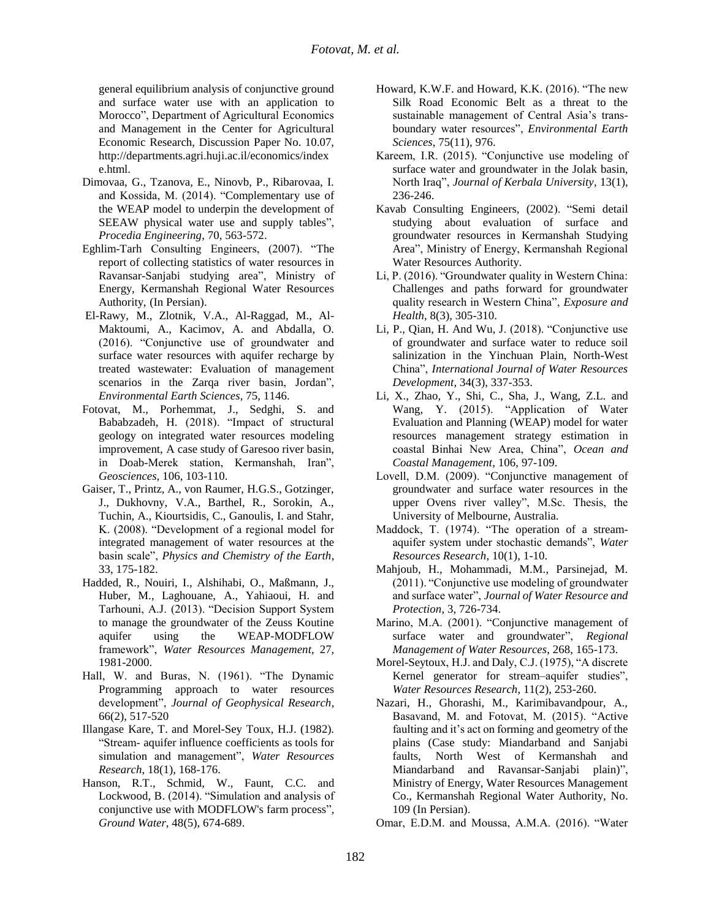general equilibrium analysis of conjunctive ground and surface water use with an application to Morocco", Department of Agricultural Economics and Management in the Center for Agricultural Economic Research, Discussion Paper No. 10.07, http://departments.agri.huji.ac.il/economics/index e.html.

Dimovaa, G., Tzanova, E., Ninovb, P., Ribarovaa, I. and Kossida, M. (2014). "Complementary use of the WEAP model to underpin the development of SEEAW physical water use and supply tables", *Procedia Engineering*, 70, 563-572.

Eghlim-Tarh Consulting Engineers, (2007). "The report of collecting statistics of water resources in Ravansar-Sanjabi studying area", Ministry of Energy, Kermanshah Regional Water Resources Authority, (In Persian).

El-Rawy, M., Zlotnik, V.A., Al-Raggad, M., Al-Maktoumi, A., Kacimov, A. and Abdalla, O. (2016). "Conjunctive use of groundwater and surface water resources with aquifer recharge by treated wastewater: Evaluation of management scenarios in the Zarqa river basin, Jordan", *Environmental Earth Sciences*, 75, 1146.

Fotovat, M., Porhemmat, J., Sedghi, S. and Bababzadeh, H. (2018). "Impact of structural geology on integrated water resources modeling improvement, A case study of Garesoo river basin, in Doab-Merek station, Kermanshah, Iran", *Geosciences*, 106, 103-110.

Gaiser, T., Printz, A., von Raumer, H.G.S., Gotzinger, J., Dukhovny, V.A., Barthel, R., Sorokin, A., Tuchin, A., Kiourtsidis, C., Ganoulis, I. and Stahr, K. (2008). "Development of a regional model for integrated management of water resources at the basin scale", *Physics and Chemistry of the Earth*, 33, 175-182.

Hadded, R., Nouiri, I., Alshihabi, O., Maßmann, J., Huber, M., Laghouane, A., Yahiaoui, H. and Tarhouni, A.J. (2013). "Decision Support System to manage the groundwater of the Zeuss Koutine aquifer using the WEAP-MODFLOW framework", *Water Resources Management*, 27, 1981-2000.

Hall, W. and Buras, N. (1961). "The Dynamic Programming approach to water resources development", *Journal of Geophysical Research*, 66(2), 517-520

Illangase Kare, T. and Morel-Sey Toux, H.J. (1982). "Stream- aquifer influence coefficients as tools for simulation and management", *Water Resources Research*, 18(1), 168-176.

Hanson, R.T., Schmid, W., Faunt, C.C. and Lockwood, B. (2014). "Simulation and analysis of conjunctive use with MODFLOW's farm process", *Ground Water*, 48(5), 674-689.

Howard, K.W.F. and Howard, K.K. (2016). "The new Silk Road Economic Belt as a threat to the sustainable management of Central Asia's trans-boundary water resources", *Environmental Earth Sciences*, 75(11), 976.

Kareem, I.R. (2015). "Conjunctive use modeling of surface water and groundwater in the Jolak basin, North Iraq", *Journal of Kerbala University*, 13(1), 236-246.

Kavab Consulting Engineers, (2002). "Semi detail studying about evaluation of surface and groundwater resources in Kermanshah Studying Area", Ministry of Energy, Kermanshah Regional Water Resources Authority.

Li, P. (2016). "Groundwater quality in Western China: Challenges and paths forward for groundwater quality research in Western China", *Exposure and Health*, 8(3), 305-310.

Li, P., Qian, H. And Wu, J. (2018). "Conjunctive use of groundwater and surface water to reduce soil salinization in the Yinchuan Plain, North-West China", *International Journal of Water Resources Development*, 34(3), 337-353.

Li, X., Zhao, Y., Shi, C., Sha, J., Wang, Z.L. and Wang, Y. (2015). "Application of Water Evaluation and Planning (WEAP) model for water resources management strategy estimation in coastal Binhai New Area, China", *Ocean and Coastal Management*, 106, 97-109.

Lovell, D.M. (2009). "Conjunctive management of groundwater and surface water resources in the upper Ovens river valley", M.Sc. Thesis, the University of Melbourne, Australia.

Maddock, T. (1974). "The operation of a stream-aquifer system under stochastic demands", *Water Resources Research*, 10(1), 1-10.

Mahjoub, H., Mohammadi, M.M., Parsinejad, M. (2011). "Conjunctive use modeling of groundwater and surface water", *Journal of Water Resource and Protection*, 3, 726-734.

Marino, M.A. (2001). "Conjunctive management of surface water and groundwater", *Regional Management of Water Resources*, 268, 165-173.

Morel-Seytoux, H.J. and Daly, C.J. (1975), "A discrete Kernel generator for stream–aquifer studies", *Water Resources Research*, 11(2), 253-260.

Nazari, H., Ghorashi, M., Karimibavandpour, A., Basavand, M. and Fotovat, M. (2015). "Active faulting and it's act on forming and geometry of the plains (Case study: Miandarband and Sanjabi faults, North West of Kermanshah and Miandarband and Ravansar-Sanjabi plain)", Ministry of Energy, Water Resources Management Co., Kermanshah Regional Water Authority, No. 109 (In Persian).

Omar, E.D.M. and Moussa, A.M.A. (2016). "Water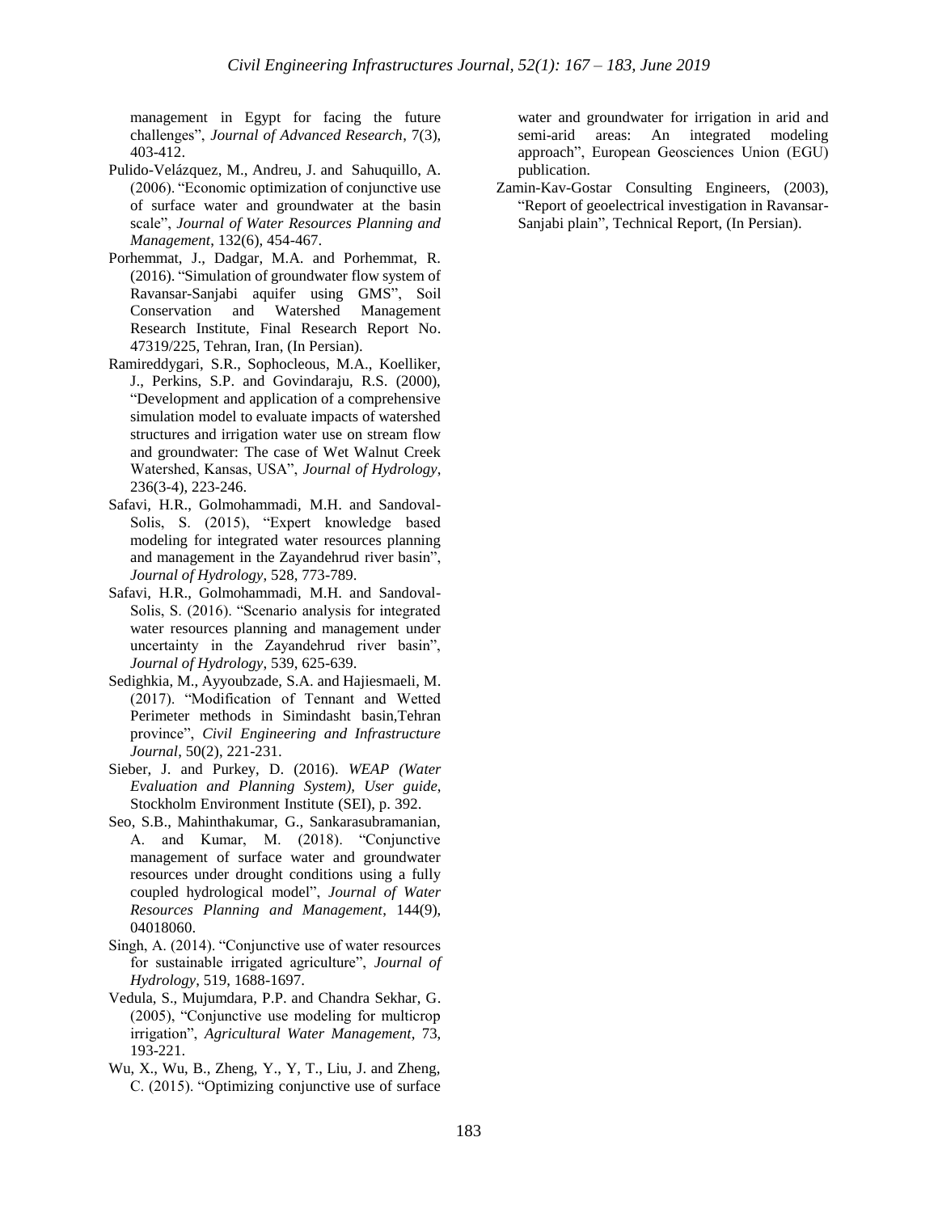management in Egypt for facing the future challenges", *Journal of Advanced Research*, 7(3), 403-412.

Pulido-Velázquez, M., Andreu, J. and Sahuquillo, A. (2006). "Economic optimization of conjunctive use of surface water and groundwater at the basin scale", *Journal of Water Resources Planning and Management*, 132(6), 454-467.

Porhemmat, J., Dadgar, M.A. and Porhemmat, R. (2016). "Simulation of groundwater flow system of Ravansar-Sanjabi aquifer using GMS", Soil Conservation and Watershed Management Research Institute, Final Research Report No. 47319/225, Tehran, Iran, (In Persian).

Ramireddygari, S.R., Sophocleous, M.A., Koelliker, J., Perkins, S.P. and Govindaraju, R.S. (2000), "Development and application of a comprehensive simulation model to evaluate impacts of watershed structures and irrigation water use on stream flow and groundwater: The case of Wet Walnut Creek Watershed, Kansas, USA", *Journal of Hydrology*, 236(3-4), 223-246.

Safavi, H.R., Golmohammadi, M.H. and Sandoval-Solis, S. (2015), "Expert knowledge based modeling for integrated water resources planning and management in the Zayandehrud river basin", *Journal of Hydrology*, 528, 773-789.

Safavi, H.R., Golmohammadi, M.H. and Sandoval-Solis, S. (2016). "Scenario analysis for integrated water resources planning and management under uncertainty in the Zayandehrud river basin", *Journal of Hydrology*, 539, 625-639.

Sedighkia, M., Ayyoubzade, S.A. and Hajiesmaeli, M. (2017). "Modification of Tennant and Wetted Perimeter methods in Simindasht basin,Tehran province", *Civil Engineering and Infrastructure Journal*, 50(2), 221-231.

Sieber, J. and Purkey, D. (2016). *WEAP (Water Evaluation and Planning System), User guide*, Stockholm Environment Institute (SEI), p. 392.

Seo, S.B., Mahinthakumar, G., Sankarasubramanian, A. and Kumar, M. (2018). "Conjunctive management of surface water and groundwater resources under drought conditions using a fully coupled hydrological model", *Journal of Water Resources Planning and Management*, 144(9), 04018060.

Singh, A. (2014). "Conjunctive use of water resources for sustainable irrigated agriculture", *Journal of Hydrology*, 519, 1688-1697.

Vedula, S., Mujumdara, P.P. and Chandra Sekhar, G. (2005), "Conjunctive use modeling for multicrop irrigation", *Agricultural Water Management*, 73, 193-221.

Wu, X., Wu, B., Zheng, Y., Y, T., Liu, J. and Zheng, C. (2015). "Optimizing conjunctive use of surface water and groundwater for irrigation in arid and semi-arid areas: An integrated modeling approach", European Geosciences Union (EGU) publication.

Zamin-Kav-Gostar Consulting Engineers, (2003), "Report of geoelectrical investigation in Ravansar-Sanjabi plain", Technical Report, (In Persian).